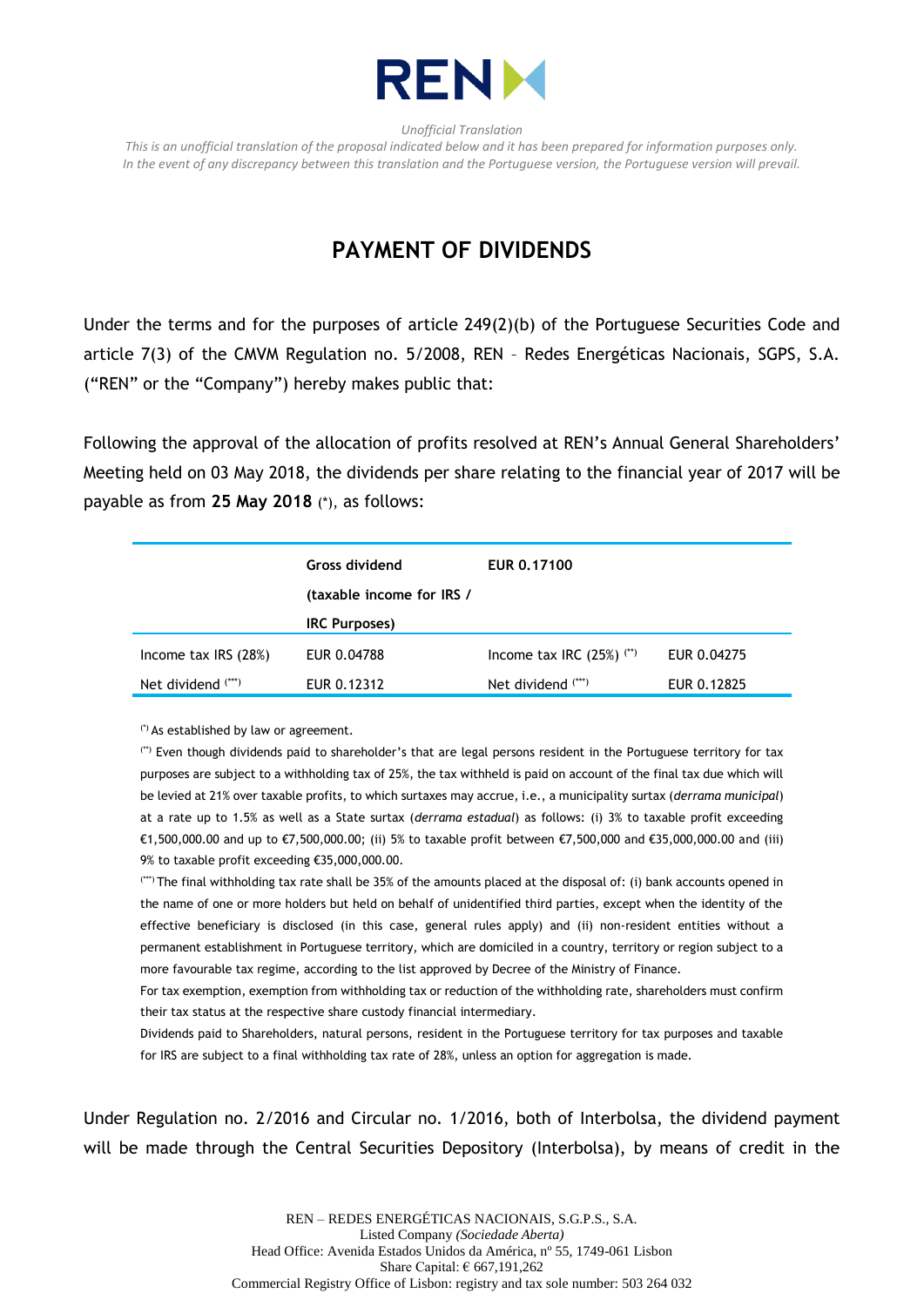REN

*Unofficial Translation*
*This is an unofficial translation of the proposal indicated below and it has been prepared for information purposes only. In the event of any discrepancy between this translation and the Portuguese version, the Portuguese version will prevail.*

# PAYMENT OF DIVIDENDS

Under the terms and for the purposes of article 249(2)(b) of the Portuguese Securities Code and article 7(3) of the CMVM Regulation no. 5/2008, REN – Redes Energéticas Nacionais, SGPS, S.A. ("REN" or the "Company") hereby makes public that:

Following the approval of the allocation of profits resolved at REN's Annual General Shareholders' Meeting held on 03 May 2018, the dividends per share relating to the financial year of 2017 will be payable as from **25 May 2018** (*), as follows:

| | **Gross dividend (taxable income for IRS / IRC Purposes)** | **EUR 0.17100** | |
|---|---|---|---|
| Income tax IRS (28%) | EUR 0.04788 | Income tax IRC (25%) (**) | EUR 0.04275 |
| Net dividend (***) | EUR 0.12312 | Net dividend (***) | EUR 0.12825 |

(*) As established by law or agreement.

(**) Even though dividends paid to shareholder's that are legal persons resident in the Portuguese territory for tax purposes are subject to a withholding tax of 25%, the tax withheld is paid on account of the final tax due which will be levied at 21% over taxable profits, to which surtaxes may accrue, i.e., a municipality surtax (*derrama municipal*) at a rate up to 1.5% as well as a State surtax (*derrama estadual*) as follows: (i) 3% to taxable profit exceeding €1,500,000.00 and up to €7,500,000.00; (ii) 5% to taxable profit between €7,500,000 and €35,000,000.00 and (iii) 9% to taxable profit exceeding €35,000,000.00.

(***) The final withholding tax rate shall be 35% of the amounts placed at the disposal of: (i) bank accounts opened in the name of one or more holders but held on behalf of unidentified third parties, except when the identity of the effective beneficiary is disclosed (in this case, general rules apply) and (ii) non-resident entities without a permanent establishment in Portuguese territory, which are domiciled in a country, territory or region subject to a more favourable tax regime, according to the list approved by Decree of the Ministry of Finance.

For tax exemption, exemption from withholding tax or reduction of the withholding rate, shareholders must confirm their tax status at the respective share custody financial intermediary.

Dividends paid to Shareholders, natural persons, resident in the Portuguese territory for tax purposes and taxable for IRS are subject to a final withholding tax rate of 28%, unless an option for aggregation is made.

Under Regulation no. 2/2016 and Circular no. 1/2016, both of Interbolsa, the dividend payment will be made through the Central Securities Depository (Interbolsa), by means of credit in the

REN – REDES ENERGÉTICAS NACIONAIS, S.G.P.S., S.A.
Listed Company *(Sociedade Aberta)*
Head Office: Avenida Estados Unidos da América, nº 55, 1749-061 Lisbon
Share Capital: € 667,191,262
Commercial Registry Office of Lisbon: registry and tax sole number: 503 264 032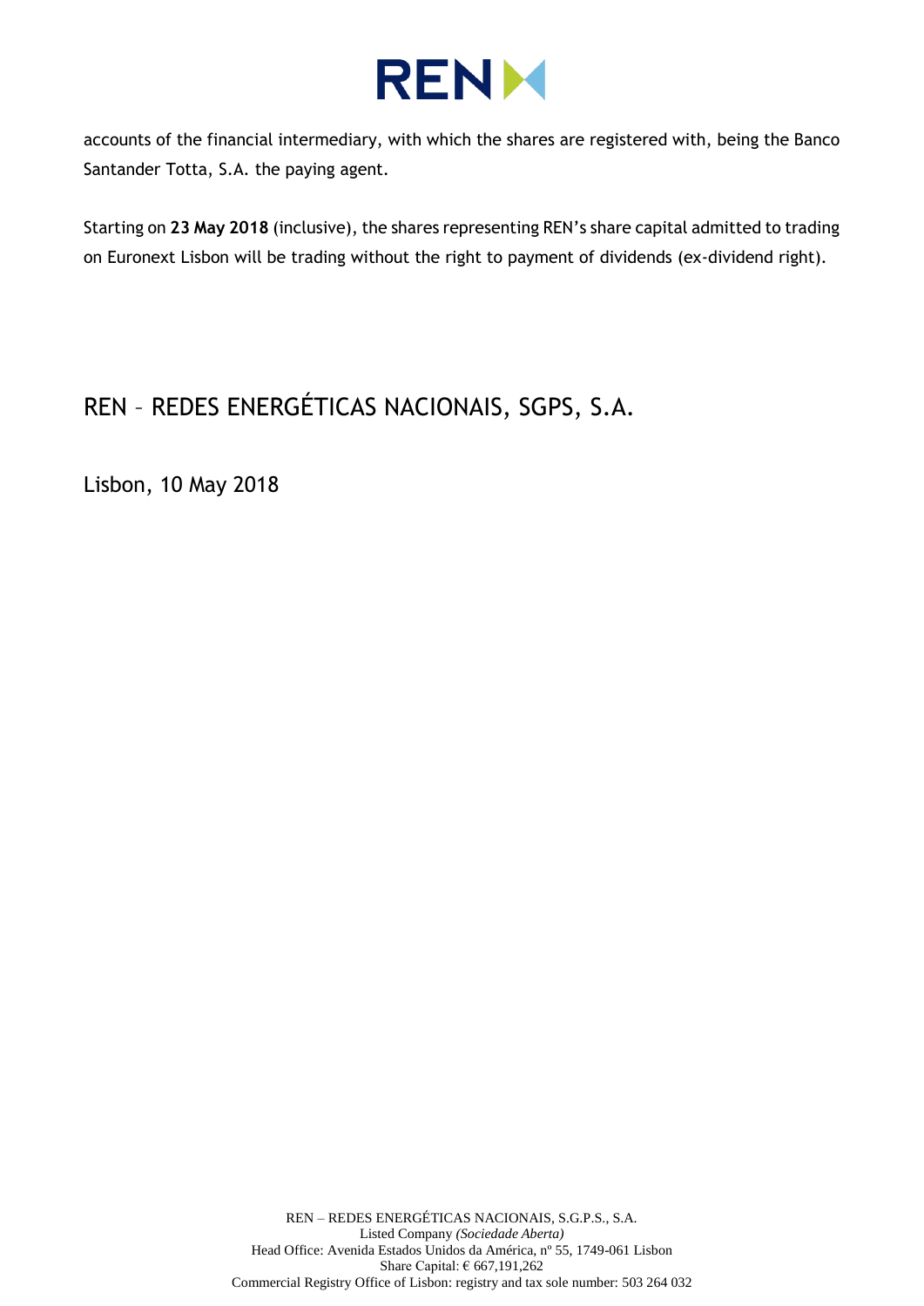accounts of the financial intermediary, with which the shares are registered with, being the Banco Santander Totta, S.A. the paying agent.

Starting on **23 May 2018** (inclusive), the shares representing REN's share capital admitted to trading on Euronext Lisbon will be trading without the right to payment of dividends (ex-dividend right).

REN – REDES ENERGÉTICAS NACIONAIS, SGPS, S.A.

Lisbon, 10 May 2018

REN – REDES ENERGÉTICAS NACIONAIS, S.G.P.S., S.A.
Listed Company *(Sociedade Aberta)*
Head Office: Avenida Estados Unidos da América, nº 55, 1749-061 Lisbon
Share Capital: € 667,191,262
Commercial Registry Office of Lisbon: registry and tax sole number: 503 264 032